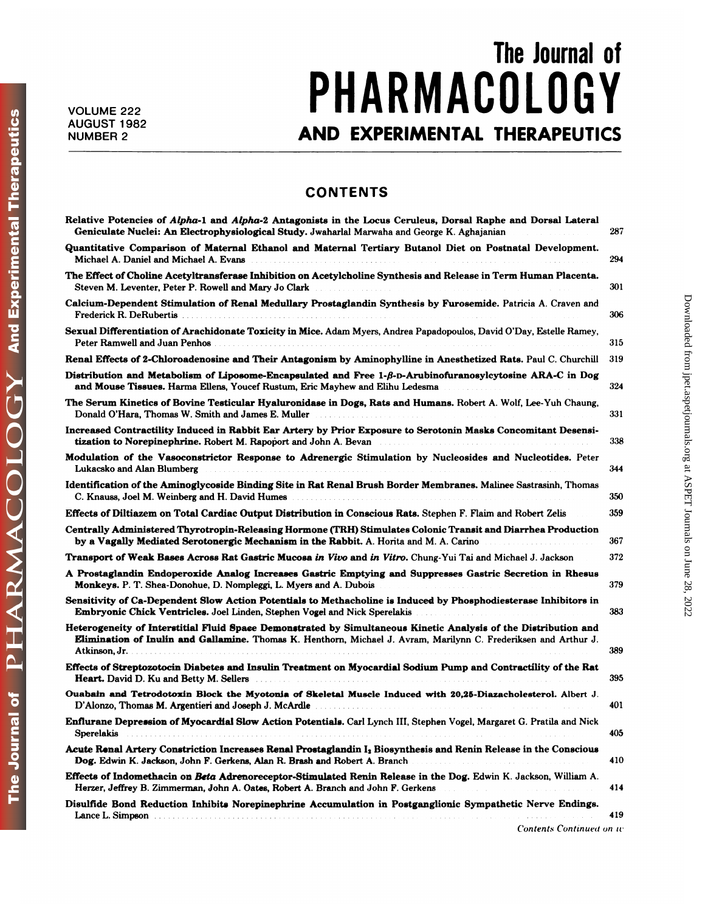# The Journal of PHARMACOLOGY AND EXPERIMENTAL THERAPEUTICS

VOLUME 222
AUGUST 1982
NUMBER 2

## CONTENTS

**Relative Potencies of *Alpha*-1 and *Alpha*-2 Antagonists in the Locus Ceruleus, Dorsal Raphe and Dorsal Lateral Geniculate Nuclei: An Electrophysiological Study.** Jwaharlal Marwaha and George K. Aghajanian ... 287

**Quantitative Comparison of Maternal Ethanol and Maternal Tertiary Butanol Diet on Postnatal Development.** Michael A. Daniel and Michael A. Evans ... 294

**The Effect of Choline Acetyltransferase Inhibition on Acetylcholine Synthesis and Release in Term Human Placenta.** Steven M. Leventer, Peter P. Rowell and Mary Jo Clark ... 301

**Calcium-Dependent Stimulation of Renal Medullary Prostaglandin Synthesis by Furosemide.** Patricia A. Craven and Frederick R. DeRubertis ... 306

**Sexual Differentiation of Arachidonate Toxicity in Mice.** Adam Myers, Andrea Papadopoulos, David O'Day, Estelle Ramey, Peter Ramwell and Juan Penhos ... 315

**Renal Effects of 2-Chloroadenosine and Their Antagonism by Aminophylline in Anesthetized Rats.** Paul C. Churchill ... 319

**Distribution and Metabolism of Liposome-Encapsulated and Free 1-β-D-Arubinofuranosylcytosine ARA-C in Dog and Mouse Tissues.** Harma Ellens, Youcef Rustum, Eric Mayhew and Elihu Ledesma ... 324

**The Serum Kinetics of Bovine Testicular Hyaluronidase in Dogs, Rats and Humans.** Robert A. Wolf, Lee-Yuh Chaung, Donald O'Hara, Thomas W. Smith and James E. Muller ... 331

**Increased Contractility Induced in Rabbit Ear Artery by Prior Exposure to Serotonin Masks Concomitant Desensitization to Norepinephrine.** Robert M. Rapoport and John A. Bevan ... 338

**Modulation of the Vasoconstrictor Response to Adrenergic Stimulation by Nucleosides and Nucleotides.** Peter Lukacsko and Alan Blumberg ... 344

**Identification of the Aminoglycoside Binding Site in Rat Renal Brush Border Membranes.** Malinee Sastrasinh, Thomas C. Knauss, Joel M. Weinberg and H. David Humes ... 350

**Effects of Diltiazem on Total Cardiac Output Distribution in Conscious Rats.** Stephen F. Flaim and Robert Zelis ... 359

**Centrally Administered Thyrotropin-Releasing Hormone (TRH) Stimulates Colonic Transit and Diarrhea Production by a Vagally Mediated Serotonergic Mechanism in the Rabbit.** A. Horita and M. A. Carino ... 367

**Transport of Weak Bases Across Rat Gastric Mucosa *in Vivo* and *in Vitro*.** Chung-Yui Tai and Michael J. Jackson ... 372

**A Prostaglandin Endoperoxide Analog Increases Gastric Emptying and Suppresses Gastric Secretion in Rhesus Monkeys.** P. T. Shea-Donohue, D. Nompleggi, L. Myers and A. Dubois ... 379

**Sensitivity of Ca-Dependent Slow Action Potentials to Methacholine is Induced by Phosphodiesterase Inhibitors in Embryonic Chick Ventricles.** Joel Linden, Stephen Vogel and Nick Sperelakis ... 383

**Heterogeneity of Interstitial Fluid Space Demonstrated by Simultaneous Kinetic Analysis of the Distribution and Elimination of Inulin and Gallamine.** Thomas K. Henthorn, Michael J. Avram, Marilynn C. Frederiksen and Arthur J. Atkinson, Jr. ... 389

**Effects of Streptozotocin Diabetes and Insulin Treatment on Myocardial Sodium Pump and Contractility of the Rat Heart.** David D. Ku and Betty M. Sellers ... 395

**Ouabain and Tetrodotoxin Block the Myotonia of Skeletal Muscle Induced with 20,25-Diazacholesterol.** Albert J. D'Alonzo, Thomas M. Argentieri and Joseph J. McArdle ... 401

**Enflurane Depression of Myocardial Slow Action Potentials.** Carl Lynch III, Stephen Vogel, Margaret G. Pratila and Nick Sperelakis ... 405

**Acute Renal Artery Constriction Increases Renal Prostaglandin $I_2$ Biosynthesis and Renin Release in the Conscious Dog.** Edwin K. Jackson, John F. Gerkens, Alan R. Brash and Robert A. Branch ... 410

**Effects of Indomethacin on *Beta* Adrenoreceptor-Stimulated Renin Release in the Dog.** Edwin K. Jackson, William A. Herzer, Jeffrey B. Zimmerman, John A. Oates, Robert A. Branch and John F. Gerkens ... 414

**Disulfide Bond Reduction Inhibits Norepinephrine Accumulation in Postganglionic Sympathetic Nerve Endings.** Lance L. Simpson ... 419

*Contents Continued on iv*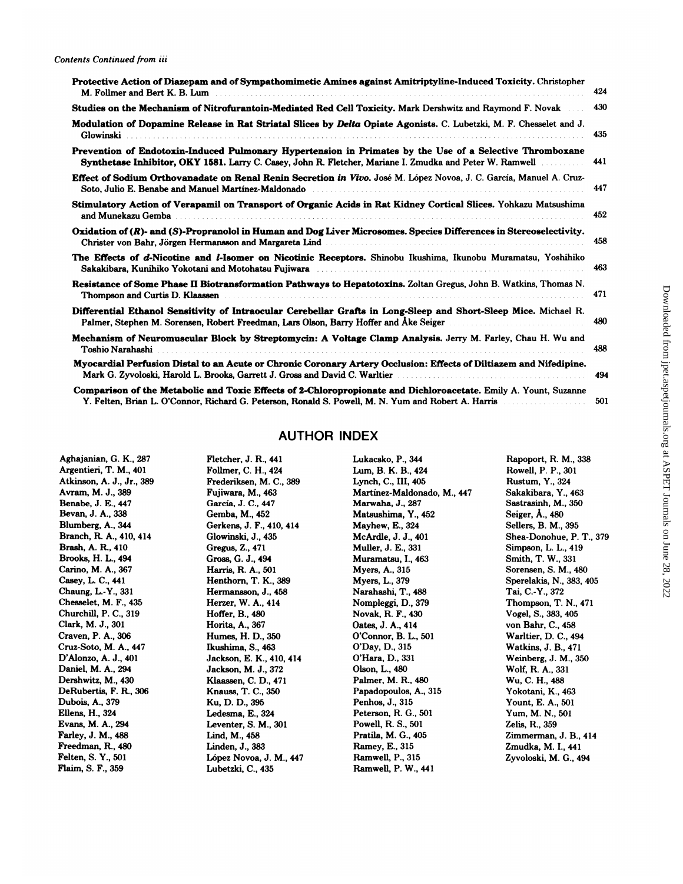*Contents Continued from iii*

**Protective Action of Diazepam and of Sympathomimetic Amines against Amitriptyline-Induced Toxicity.** Christopher M. Follmer and Bert K. B. Lum ..... 424

**Studies on the Mechanism of Nitrofurantoin-Mediated Red Cell Toxicity.** Mark Dershwitz and Raymond F. Novak ..... 430

**Modulation of Dopamine Release in Rat Striatal Slices by *Delta* Opiate Agonists.** C. Lubetzki, M. F. Chesselet and J. Glowinski ..... 435

**Prevention of Endotoxin-Induced Pulmonary Hypertension in Primates by the Use of a Selective Thromboxane Synthetase Inhibitor, OKY 1581.** Larry C. Casey, John R. Fletcher, Mariane I. Zmudka and Peter W. Ramwell ..... 441

**Effect of Sodium Orthovanadate on Renal Renin Secretion *in Vivo*.** José M. López Novoa, J. C. García, Manuel A. Cruz-Soto, Julio E. Benabe and Manuel Martínez-Maldonado ..... 447

**Stimulatory Action of Verapamil on Transport of Organic Acids in Rat Kidney Cortical Slices.** Yohkazu Matsushima and Munekazu Gemba ..... 452

**Oxidation of (*R*)- and (*S*)-Propranolol in Human and Dog Liver Microsomes. Species Differences in Stereoselectivity.** Christer von Bahr, Jörgen Hermansson and Margareta Lind ..... 458

**The Effects of *d*-Nicotine and *l*-Isomer on Nicotinic Receptors.** Shinobu Ikushima, Ikunobu Muramatsu, Yoshihiko Sakakibara, Kunihiko Yokotani and Motohatsu Fujiwara ..... 463

**Resistance of Some Phase II Biotransformation Pathways to Hepatotoxins.** Zoltan Gregus, John B. Watkins, Thomas N. Thompson and Curtis D. Klaassen ..... 471

**Differential Ethanol Sensitivity of Intraocular Cerebellar Grafts in Long-Sleep and Short-Sleep Mice.** Michael R. Palmer, Stephen M. Sorensen, Robert Freedman, Lars Olson, Barry Hoffer and Åke Seiger ..... 480

**Mechanism of Neuromuscular Block by Streptomycin: A Voltage Clamp Analysis.** Jerry M. Farley, Chau H. Wu and Toshio Narahashi ..... 488

**Myocardial Perfusion Distal to an Acute or Chronic Coronary Artery Occlusion: Effects of Diltiazem and Nifedipine.** Mark G. Zyvoloski, Harold L. Brooks, Garrett J. Gross and David C. Warltier ..... 494

**Comparison of the Metabolic and Toxic Effects of 2-Chloropropionate and Dichloroacetate.** Emily A. Yount, Suzanne Y. Felten, Brian L. O'Connor, Richard G. Peterson, Ronald S. Powell, M. N. Yum and Robert A. Harris ..... 501

## AUTHOR INDEX

Aghajanian, G. K., 287
Argentieri, T. M., 401
Atkinson, A. J., Jr., 389
Avram, M. J., 389
Benabe, J. E., 447
Bevan, J. A., 338
Blumberg, A., 344
Branch, R. A., 410, 414
Brash, A. R., 410
Brooks, H. L., 494
Carino, M. A., 367
Casey, L. C., 441
Chaung, L.-Y., 331
Chesselet, M. F., 435
Churchill, P. C., 319
Clark, M. J., 301
Craven, P. A., 306
Cruz-Soto, M. A., 447
D'Alonzo, A. J., 401
Daniel, M. A., 294
Dershwitz, M., 430
DeRubertis, F. R., 306
Dubois, A., 379
Ellens, H., 324
Evans, M. A., 294
Farley, J. M., 488
Freedman, R., 480
Felten, S. Y., 501
Flaim, S. F., 359
Fletcher, J. R., 441
Follmer, C. H., 424
Frederiksen, M. C., 389
Fujiwara, M., 463
García, J. C., 447
Gemba, M., 452
Gerkens, J. F., 410, 414
Glowinski, J., 435
Gregus, Z., 471
Gross, G. J., 494
Harris, R. A., 501
Henthorn, T. K., 389
Hermansson, J., 458
Herzer, W. A., 414
Hoffer, B., 480
Horita, A., 367
Humes, H. D., 350
Ikushima, S., 463
Jackson, E. K., 410, 414
Jackson, M. J., 372
Klaassen, C. D., 471
Knauss, T. C., 350
Ku, D. D., 395
Ledesma, E., 324
Leventer, S. M., 301
Lind, M., 458
Linden, J., 383
López Novoa, J. M., 447
Lubetzki, C., 435
Lukacsko, P., 344
Lum, B. K. B., 424
Lynch, C., III, 405
Martínez-Maldonado, M., 447
Marwaha, J., 287
Matsushima, Y., 452
Mayhew, E., 324
McArdle, J. J., 401
Muller, J. E., 331
Muramatsu, I., 463
Myers, A., 315
Myers, L., 379
Narahashi, T., 488
Nompleggi, D., 379
Novak, R. F., 430
Oates, J. A., 414
O'Connor, B. L., 501
O'Day, D., 315
O'Hara, D., 331
Olson, L., 480
Palmer, M. R., 480
Papadopoulos, A., 315
Penhos, J., 315
Peterson, R. G., 501
Powell, R. S., 501
Pratila, M. G., 405
Ramey, E., 315
Ramwell, P., 315
Ramwell, P. W., 441
Rapoport, R. M., 338
Rowell, P. P., 301
Rustum, Y., 324
Sakakibara, Y., 463
Sastrasinh, M., 350
Seiger, Å., 480
Sellers, B. M., 395
Shea-Donohue, P. T., 379
Simpson, L. L., 419
Smith, T. W., 331
Sorensen, S. M., 480
Sperelakis, N., 383, 405
Tai, C.-Y., 372
Thompson, T. N., 471
Vogel, S., 383, 405
von Bahr, C., 458
Warltier, D. C., 494
Watkins, J. B., 471
Weinberg, J. M., 350
Wolf, R. A., 331
Wu, C. H., 488
Yokotani, K., 463
Yount, E. A., 501
Yum, M. N., 501
Zelis, R., 359
Zimmerman, J. B., 414
Zmudka, M. I., 441
Zyvoloski, M. G., 494